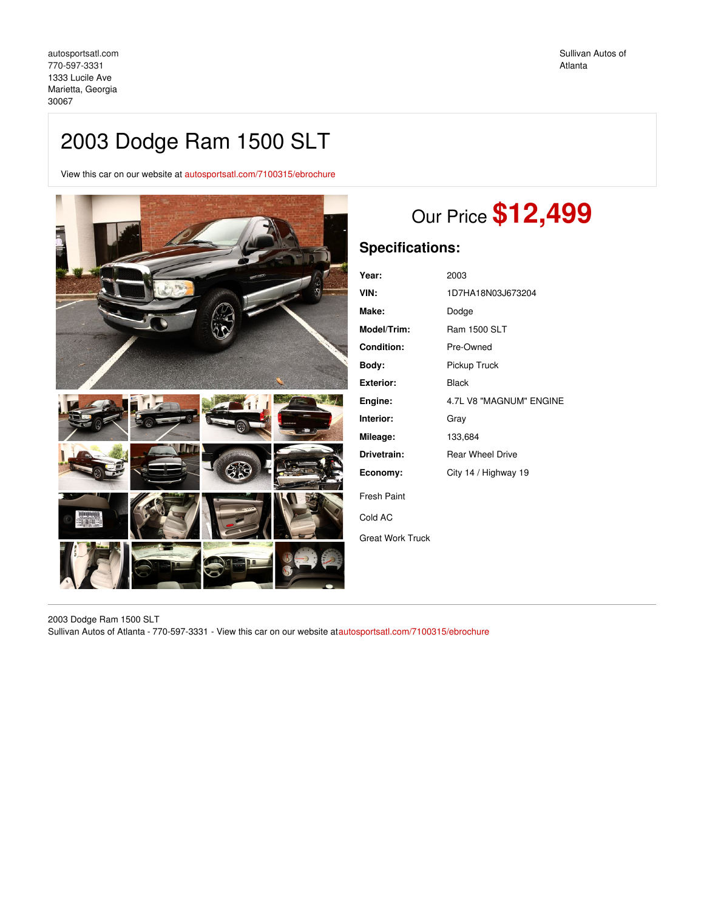autosportsatl.com
770-597-3331
1333 Lucile Ave
Marietta, Georgia
30067

Sullivan Autos of Atlanta

# 2003 Dodge Ram 1500 SLT

View this car on our website at autosportsatl.com/7100315/ebrochure

## Our Price **$12,499**

### Specifications:

| | |
|---|---|
| **Year:** | 2003 |
| **VIN:** | 1D7HA18N03J673204 |
| **Make:** | Dodge |
| **Model/Trim:** | Ram 1500 SLT |
| **Condition:** | Pre-Owned |
| **Body:** | Pickup Truck |
| **Exterior:** | Black |
| **Engine:** | 4.7L V8 "MAGNUM" ENGINE |
| **Interior:** | Gray |
| **Mileage:** | 133,684 |
| **Drivetrain:** | Rear Wheel Drive |
| **Economy:** | City 14 / Highway 19 |

Fresh Paint

Cold AC

Great Work Truck

2003 Dodge Ram 1500 SLT
Sullivan Autos of Atlanta - 770-597-3331 - View this car on our website at autosportsatl.com/7100315/ebrochure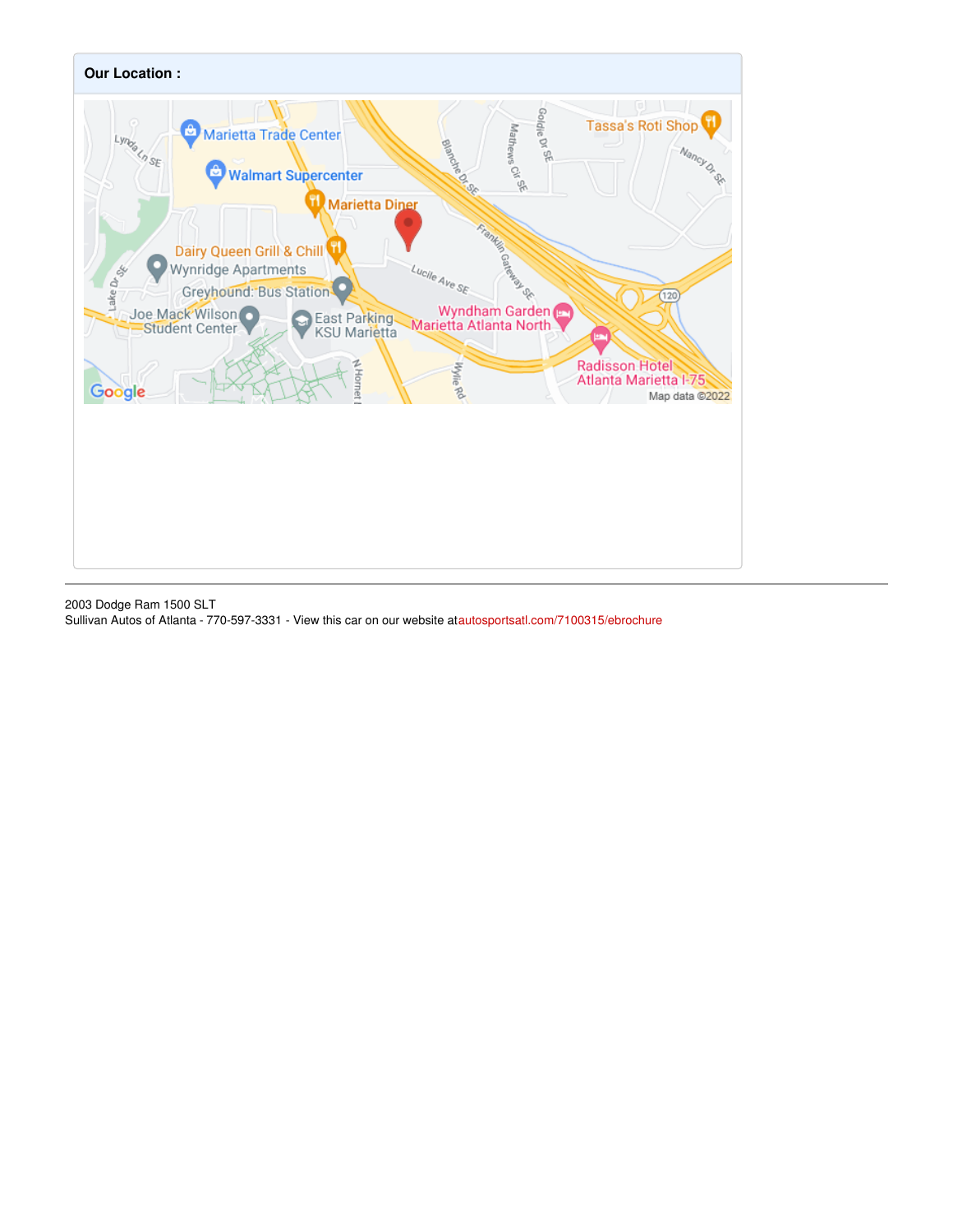**Our Location :**

2003 Dodge Ram 1500 SLT
Sullivan Autos of Atlanta - 770-597-3331 - View this car on our website atautosportsatl.com/7100315/ebrochure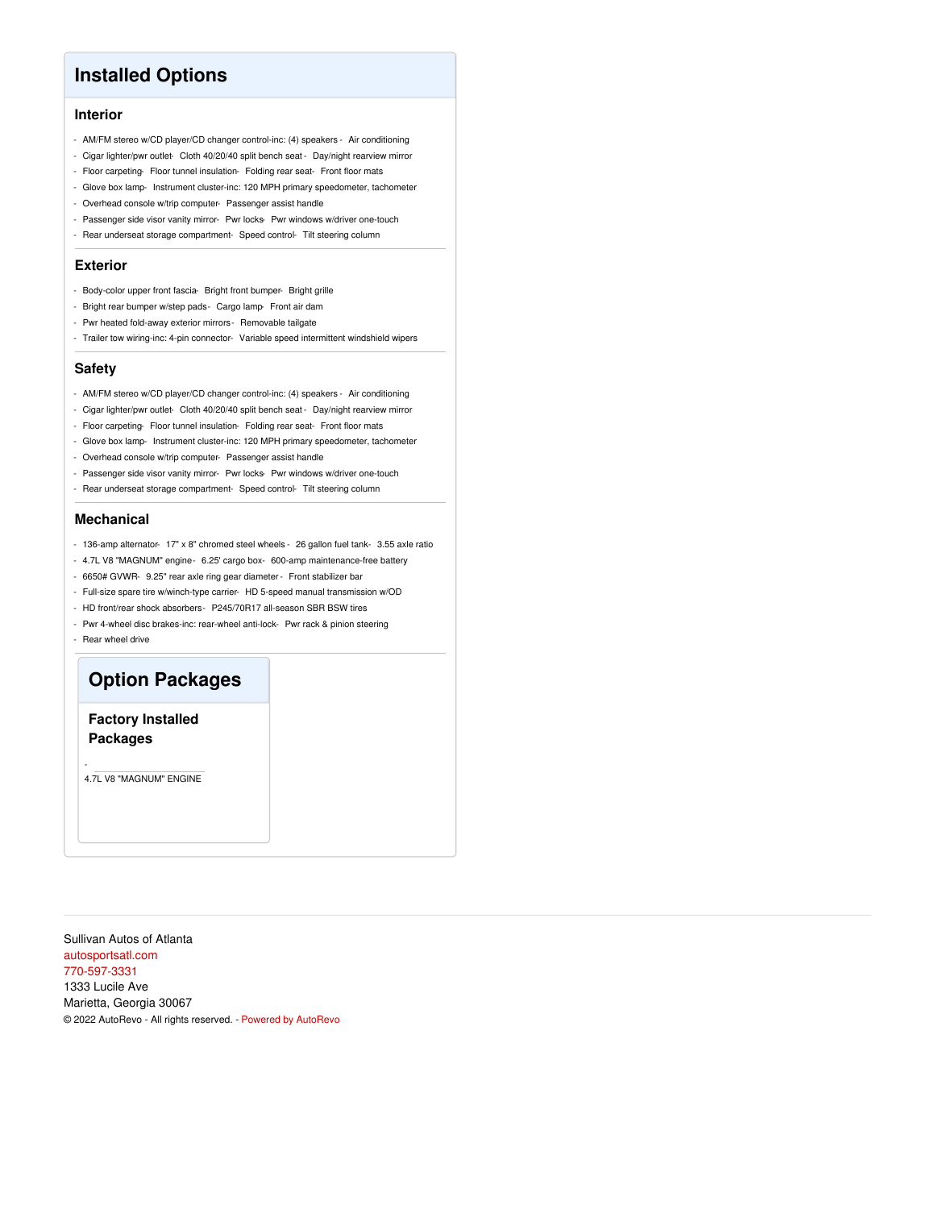## Installed Options

### Interior

- AM/FM stereo w/CD player/CD changer control-inc: (4) speakers
- Air conditioning
- Cigar lighter/pwr outlet
- Cloth 40/20/40 split bench seat
- Day/night rearview mirror
- Floor carpeting
- Floor tunnel insulation
- Folding rear seat
- Front floor mats
- Glove box lamp
- Instrument cluster-inc: 120 MPH primary speedometer, tachometer
- Overhead console w/trip computer
- Passenger assist handle
- Passenger side visor vanity mirror
- Pwr locks
- Pwr windows w/driver one-touch
- Rear underseat storage compartment
- Speed control
- Tilt steering column

### Exterior

- Body-color upper front fascia
- Bright front bumper
- Bright grille
- Bright rear bumper w/step pads
- Cargo lamp
- Front air dam
- Pwr heated fold-away exterior mirrors
- Removable tailgate
- Trailer tow wiring-inc: 4-pin connector
- Variable speed intermittent windshield wipers

### Safety

- AM/FM stereo w/CD player/CD changer control-inc: (4) speakers
- Air conditioning
- Cigar lighter/pwr outlet
- Cloth 40/20/40 split bench seat
- Day/night rearview mirror
- Floor carpeting
- Floor tunnel insulation
- Folding rear seat
- Front floor mats
- Glove box lamp
- Instrument cluster-inc: 120 MPH primary speedometer, tachometer
- Overhead console w/trip computer
- Passenger assist handle
- Passenger side visor vanity mirror
- Pwr locks
- Pwr windows w/driver one-touch
- Rear underseat storage compartment
- Speed control
- Tilt steering column

### Mechanical

- 136-amp alternator
- 17" x 8" chromed steel wheels
- 26 gallon fuel tank
- 3.55 axle ratio
- 4.7L V8 "MAGNUM" engine
- 6.25' cargo box
- 600-amp maintenance-free battery
- 6650# GVWR
- 9.25" rear axle ring gear diameter
- Front stabilizer bar
- Full-size spare tire w/winch-type carrier
- HD 5-speed manual transmission w/OD
- HD front/rear shock absorbers
- P245/70R17 all-season SBR BSW tires
- Pwr 4-wheel disc brakes-inc: rear-wheel anti-lock
- Pwr rack & pinion steering
- Rear wheel drive

## Option Packages

### Factory Installed Packages

- 4.7L V8 "MAGNUM" ENGINE

Sullivan Autos of Atlanta
autosportsatl.com
770-597-3331
1333 Lucile Ave
Marietta, Georgia 30067
© 2022 AutoRevo - All rights reserved. - Powered by AutoRevo